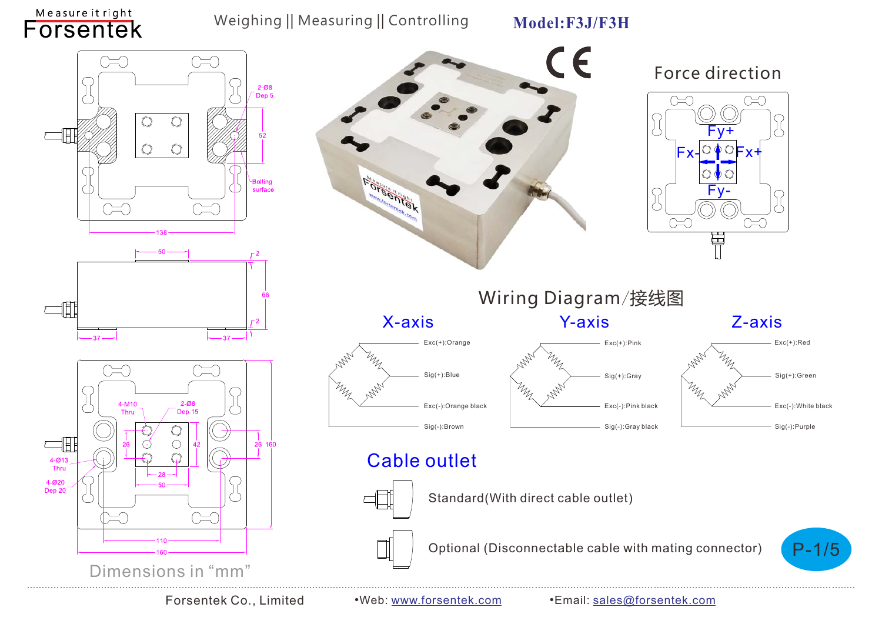Measure it right
Forsentek

Weighing || Measuring || Controlling

**Model:F3J/F3H**

2-Ø8
Dep 5

52

Bolting surface

138

50

2

66

2

37

37

4-M10
Thru

2-Ø8
Dep 15

26

42

26

160

4-Ø13
Thru

4-Ø20
Dep 20

28

50

110

160

Dimensions in "mm"

## Force direction

Fy+

Fx-

Fx+

Fy-

## Wiring Diagram/接线图

| X-axis | Y-axis | Z-axis |
|---|---|---|
| Exc(+):Orange | Exc(+):Pink | Exc(+):Red |
| Sig(+):Blue | Sig(+):Gray | Sig(+):Green |
| Exc(-):Orange black | Exc(-):Pink black | Exc(-):White black |
| Sig(-):Brown | Sig(-):Gray black | Sig(-):Purple |

## Cable outlet

Standard(With direct cable outlet)

Optional (Disconnectable cable with mating connector)

Forsentek Co., Limited •Web: www.forsentek.com •Email: sales@forsentek.com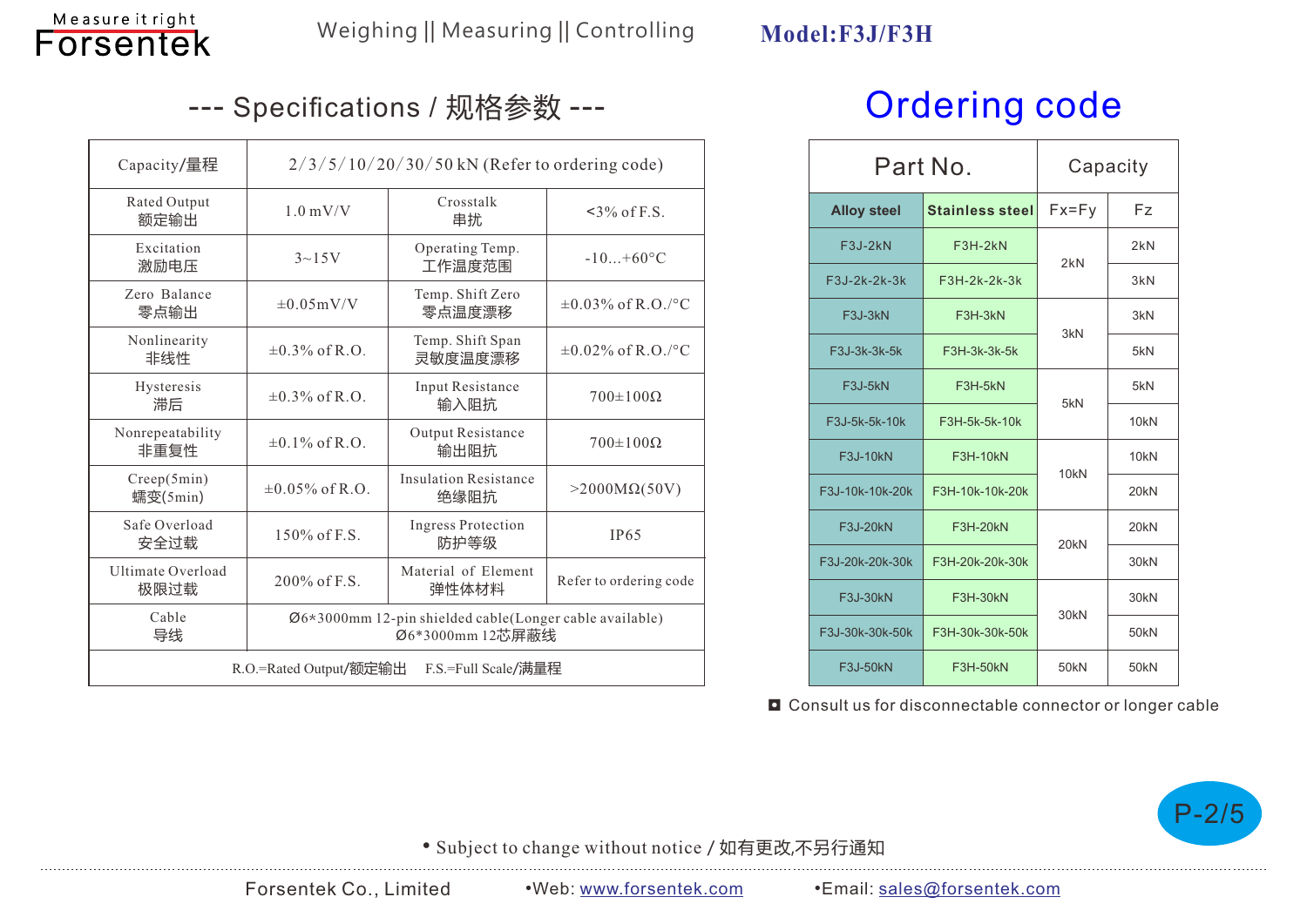Weighing || Measuring || Controlling

**Model:F3J/F3H**

## --- Specifications / 规格参数 ---

| Capacity/量程 | 2/3/5/10/20/30/50 kN (Refer to ordering code) | | |
|---|---|---|---|
| Rated Output 额定输出 | 1.0 mV/V | Crosstalk 串扰 | <3% of F.S. |
| Excitation 激励电压 | 3~15V | Operating Temp. 工作温度范围 | -10...+60°C |
| Zero Balance 零点输出 | ±0.05mV/V | Temp. Shift Zero 零点温度漂移 | ±0.03% of R.O./°C |
| Nonlinearity 非线性 | ±0.3% of R.O. | Temp. Shift Span 灵敏度温度漂移 | ±0.02% of R.O./°C |
| Hysteresis 滞后 | ±0.3% of R.O. | Input Resistance 输入阻抗 | 700±100Ω |
| Nonrepeatability 非重复性 | ±0.1% of R.O. | Output Resistance 输出阻抗 | 700±100Ω |
| Creep(5min) 蠕变(5min) | ±0.05% of R.O. | Insulation Resistance 绝缘阻抗 | >2000MΩ(50V) |
| Safe Overload 安全过载 | 150% of F.S. | Ingress Protection 防护等级 | IP65 |
| Ultimate Overload 极限过载 | 200% of F.S. | Material of Element 弹性体材料 | Refer to ordering code |
| Cable 导线 | Ø6*3000mm 12-pin shielded cable(Longer cable available) Ø6*3000mm 12芯屏蔽线 | | |
| R.O.=Rated Output/额定输出  F.S.=Full Scale/满量程 | | | |

## Ordering code

| Part No. | | Capacity | |
|---|---|---|---|
| Alloy steel | Stainless steel | Fx=Fy | Fz |
| F3J-2kN | F3H-2kN | 2kN | 2kN |
| F3J-2k-2k-3k | F3H-2k-2k-3k | | 3kN |
| F3J-3kN | F3H-3kN | 3kN | 3kN |
| F3J-3k-3k-5k | F3H-3k-3k-5k | | 5kN |
| F3J-5kN | F3H-5kN | 5kN | 5kN |
| F3J-5k-5k-10k | F3H-5k-5k-10k | | 10kN |
| F3J-10kN | F3H-10kN | 10kN | 10kN |
| F3J-10k-10k-20k | F3H-10k-10k-20k | | 20kN |
| F3J-20kN | F3H-20kN | 20kN | 20kN |
| F3J-20k-20k-30k | F3H-20k-20k-30k | | 30kN |
| F3J-30kN | F3H-30kN | 30kN | 30kN |
| F3J-30k-30k-50k | F3H-30k-30k-50k | | 50kN |
| F3J-50kN | F3H-50kN | 50kN | 50kN |

- Consult us for disconnectable connector or longer cable

• Subject to change without notice / 如有更改,不另行通知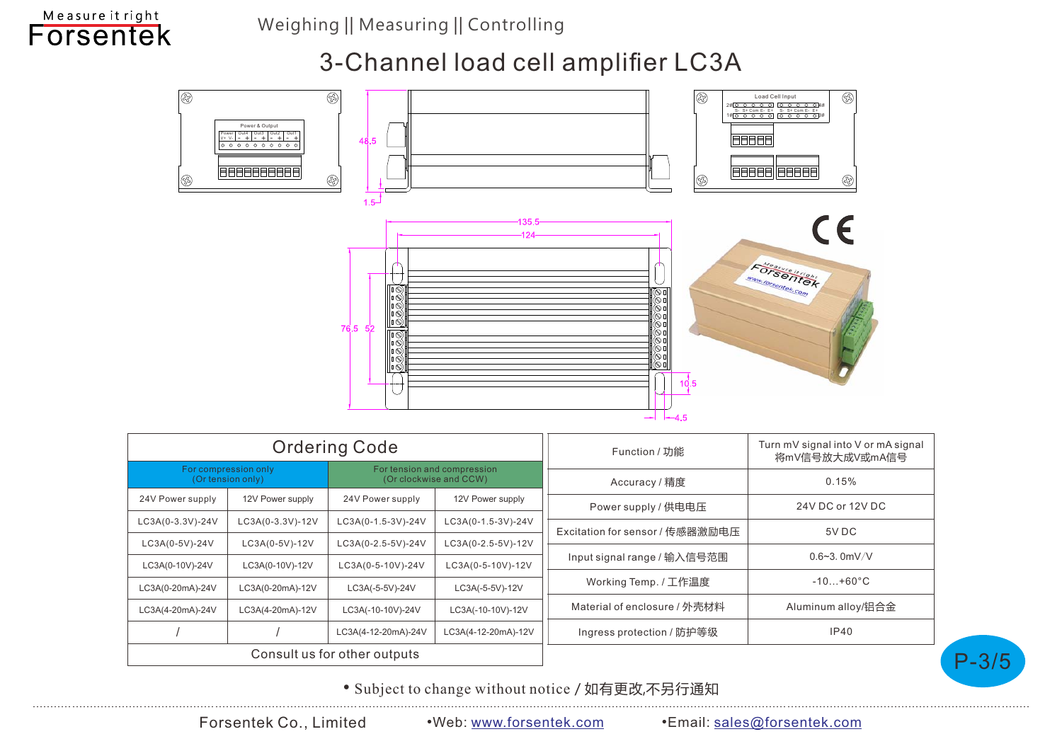# 3-Channel load cell amplifier LC3A

Weighing || Measuring || Controlling

| Ordering Code | | | |
|---|---|---|---|
| For compression only (Or tension only) | | For tension and compression (Or clockwise and CCW) | |
| 24V Power supply | 12V Power supply | 24V Power supply | 12V Power supply |
| LC3A(0-3.3V)-24V | LC3A(0-3.3V)-12V | LC3A(0-1.5-3V)-24V | LC3A(0-1.5-3V)-24V |
| LC3A(0-5V)-24V | LC3A(0-5V)-12V | LC3A(0-2.5-5V)-24V | LC3A(0-2.5-5V)-12V |
| LC3A(0-10V)-24V | LC3A(0-10V)-12V | LC3A(0-5-10V)-24V | LC3A(0-5-10V)-12V |
| LC3A(0-20mA)-24V | LC3A(0-20mA)-12V | LC3A(-5-5V)-24V | LC3A(-5-5V)-12V |
| LC3A(4-20mA)-24V | LC3A(4-20mA)-12V | LC3A(-10-10V)-24V | LC3A(-10-10V)-12V |
| / | / | LC3A(4-12-20mA)-24V | LC3A(4-12-20mA)-12V |
| Consult us for other outputs | | | |

| Function / 功能 | Turn mV signal into V or mA signal 将mV信号放大成V或mA信号 |
|---|---|
| Accuracy / 精度 | 0.15% |
| Power supply / 供电电压 | 24V DC or 12V DC |
| Excitation for sensor / 传感器激励电压 | 5V DC |
| Input signal range / 输入信号范围 | 0.6~3. 0mV/V |
| Working Temp. / 工作温度 | -10...+60°C |
| Material of enclosure / 外壳材料 | Aluminum alloy/铝合金 |
| Ingress protection / 防护等级 | IP40 |

• Subject to change without notice / 如有更改,不另行通知

Forsentek Co., Limited •Web: www.forsentek.com •Email: sales@forsentek.com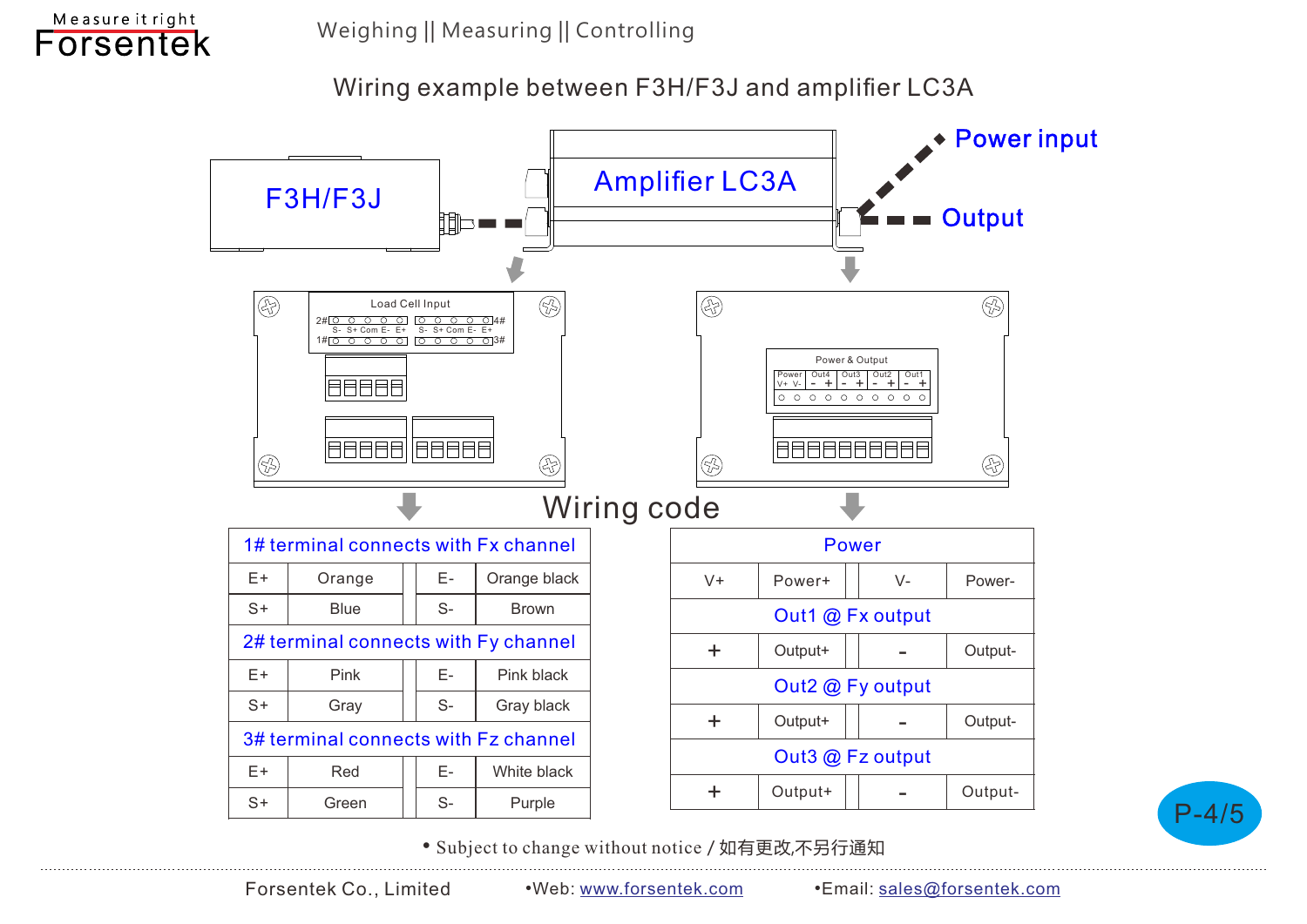Weighing || Measuring || Controlling

## Wiring example between F3H/F3J and amplifier LC3A

F3H/F3J

Amplifier LC3A

Power input

Output

Load Cell Input

2# S- S+ Com E- E+ | S- S+ Com E- E+ 4#

1# | 3#

Power & Output

Power V+ V- | Out4 - + | Out3 - + | Out2 - + | Out1 - +

## Wiring code

| 1# terminal connects with Fx channel | | | |
|---|---|---|---|
| E+ | Orange | E- | Orange black |
| S+ | Blue | S- | Brown |
| **2# terminal connects with Fy channel** | | | |
| E+ | Pink | E- | Pink black |
| S+ | Gray | S- | Gray black |
| **3# terminal connects with Fz channel** | | | |
| E+ | Red | E- | White black |
| S+ | Green | S- | Purple |

| Power | | | |
|---|---|---|---|
| V+ | Power+ | V- | Power- |
| **Out1 @ Fx output** | | | |
| + | Output+ | - | Output- |
| **Out2 @ Fy output** | | | |
| + | Output+ | - | Output- |
| **Out3 @ Fz output** | | | |
| + | Output+ | - | Output- |

• Subject to change without notice / 如有更改,不另行通知

Forsentek Co., Limited •Web: www.forsentek.com •Email: sales@forsentek.com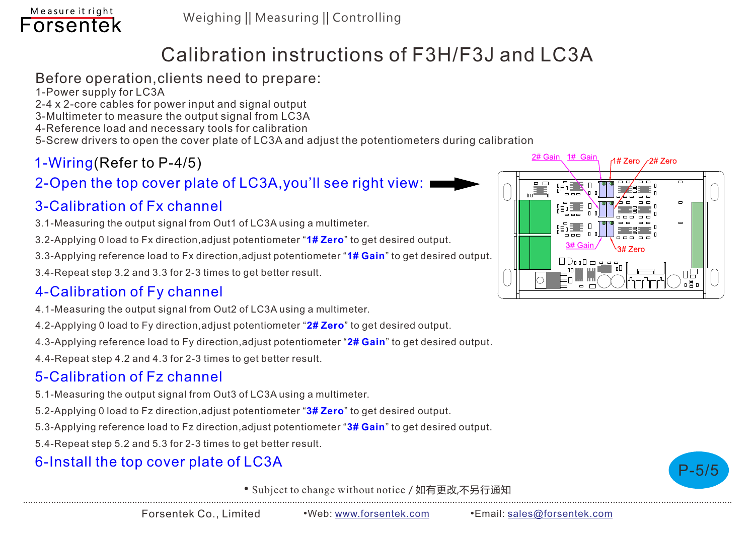# Calibration instructions of F3H/F3J and LC3A

## Before operation, clients need to prepare:

1-Power supply for LC3A
2-4 x 2-core cables for power input and signal output
3-Multimeter to measure the output signal from LC3A
4-Reference load and necessary tools for calibration
5-Screw drivers to open the cover plate of LC3A and adjust the potentiometers during calibration

## 1-Wiring(Refer to P-4/5)

## 2-Open the top cover plate of LC3A, you'll see right view:

2# Gain
1# Gain
1# Zero
2# Zero
3# Gain
3# Zero

## 3-Calibration of Fx channel

3.1-Measuring the output signal from Out1 of LC3A using a multimeter.

3.2-Applying 0 load to Fx direction, adjust potentiometer "**1# Zero**" to get desired output.

3.3-Applying reference load to Fx direction, adjust potentiometer "**1# Gain**" to get desired output.

3.4-Repeat step 3.2 and 3.3 for 2-3 times to get better result.

## 4-Calibration of Fy channel

4.1-Measuring the output signal from Out2 of LC3A using a multimeter.

4.2-Applying 0 load to Fy direction, adjust potentiometer "**2# Zero**" to get desired output.

4.3-Applying reference load to Fy direction, adjust potentiometer "**2# Gain**" to get desired output.

4.4-Repeat step 4.2 and 4.3 for 2-3 times to get better result.

## 5-Calibration of Fz channel

5.1-Measuring the output signal from Out3 of LC3A using a multimeter.

5.2-Applying 0 load to Fz direction, adjust potentiometer "**3# Zero**" to get desired output.

5.3-Applying reference load to Fz direction, adjust potentiometer "**3# Gain**" to get desired output.

5.4-Repeat step 5.2 and 5.3 for 2-3 times to get better result.

## 6-Install the top cover plate of LC3A

• Subject to change without notice / 如有更改,不另行通知